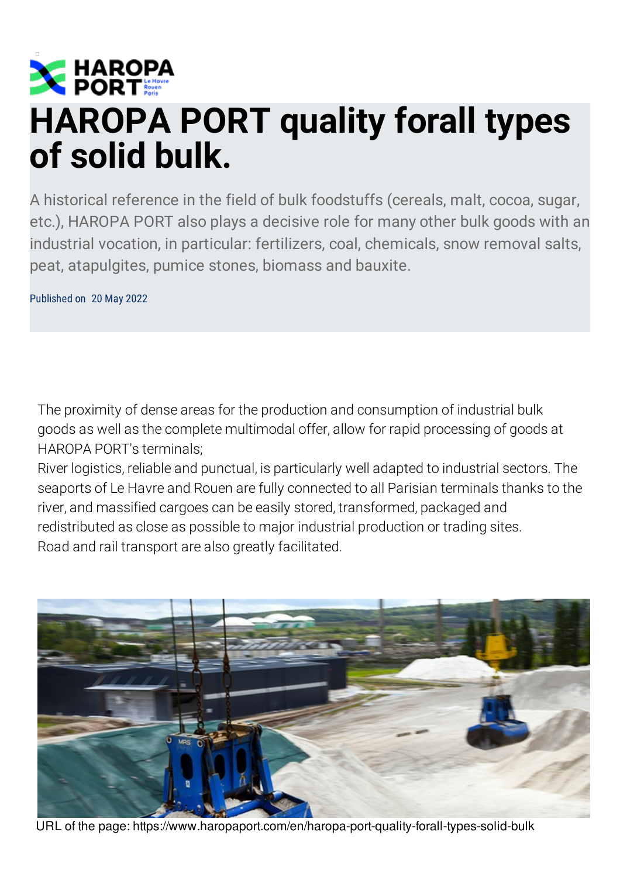# HAROPA PORT quality forall types of solid bulk.

A historical reference in the field of bulk foodstuffs (cereals, malt, cocoa, sugar, etc.), HAROPA PORT also plays a decisive role for many other bulk goods with an industrial vocation, in particular: fertilizers, coal, chemicals, snow removal salts, peat, atapulgites, pumice stones, biomass and bauxite.

Published on 20 May 2022

The proximity of dense areas for the production and consumption of industrial bulk goods as well as the complete multimodal offer, allow for rapid processing of goods at HAROPA PORT's terminals;

River logistics, reliable and punctual, is particularly well adapted to industrial sectors. The seaports of Le Havre and Rouen are fully connected to all Parisian terminals thanks to the river, and massified cargoes can be easily stored, transformed, packaged and redistributed as close as possible to major industrial production or trading sites.

Road and rail transport are also greatly facilitated.

URL of the page: https://www.haropaport.com/en/haropa-port-quality-forall-types-solid-bulk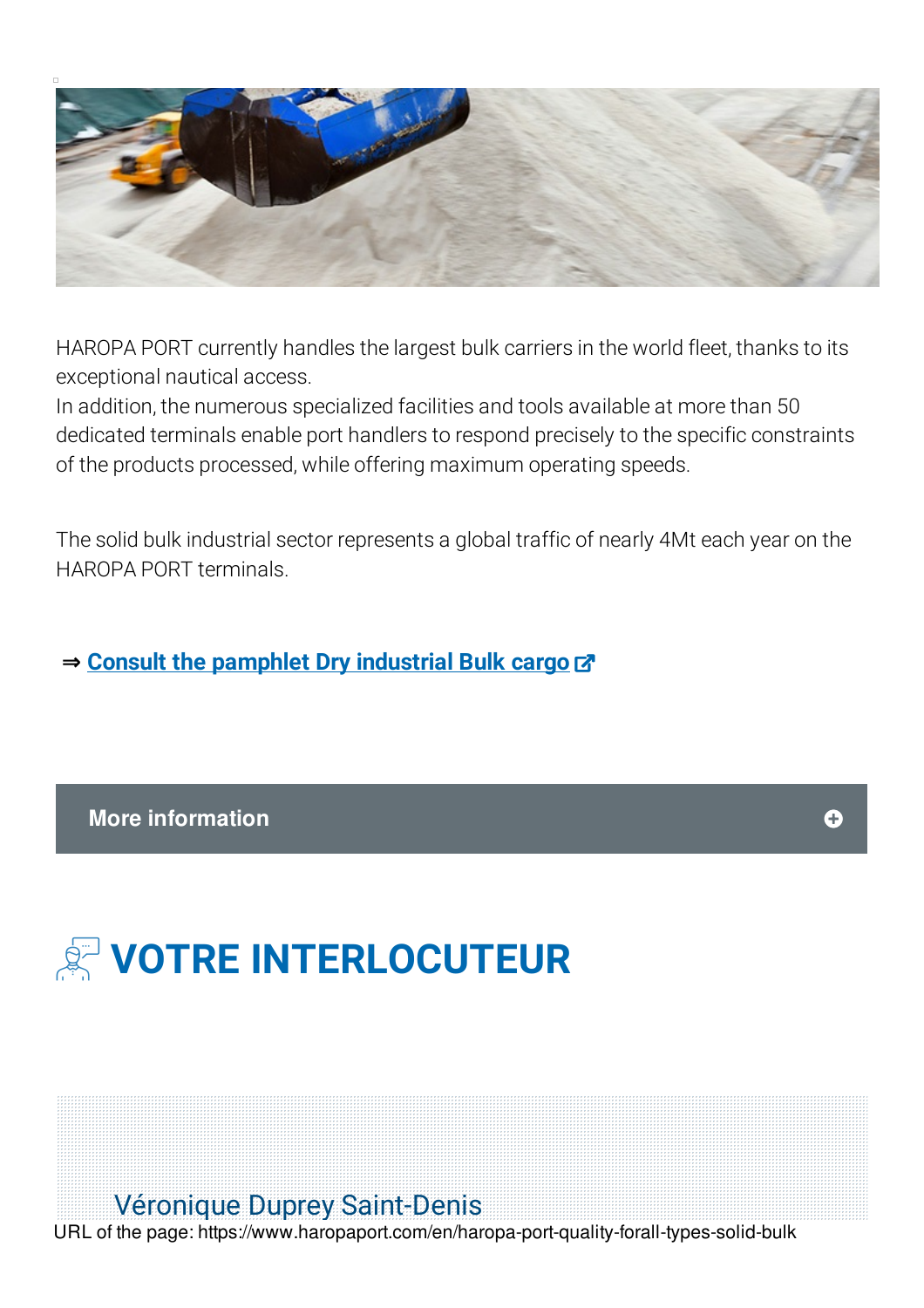HAROPA PORT currently handles the largest bulk carriers in the world fleet, thanks to its exceptional nautical access.
In addition, the numerous specialized facilities and tools available at more than 50 dedicated terminals enable port handlers to respond precisely to the specific constraints of the products processed, while offering maximum operating speeds.

The solid bulk industrial sector represents a global traffic of nearly 4Mt each year on the HAROPA PORT terminals.

⇒ **Consult the pamphlet Dry industrial Bulk cargo**

**More information**

# VOTRE INTERLOCUTEUR

Véronique Duprey Saint-Denis

URL of the page: https://www.haropaport.com/en/haropa-port-quality-forall-types-solid-bulk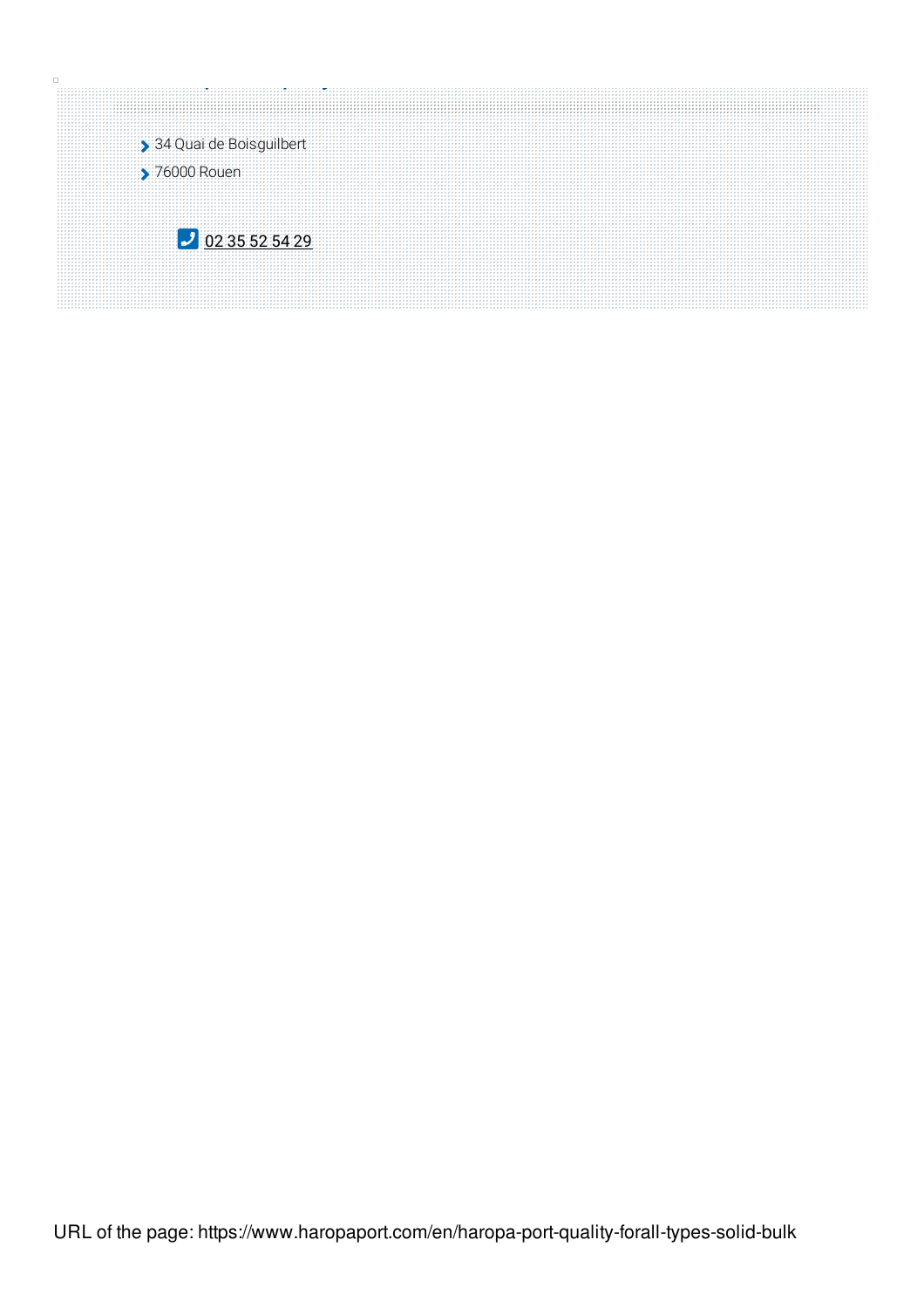- 34 Quai de Boisguilbert
- 76000 Rouen

02 35 52 54 29

URL of the page: https://www.haropaport.com/en/haropa-port-quality-forall-types-solid-bulk